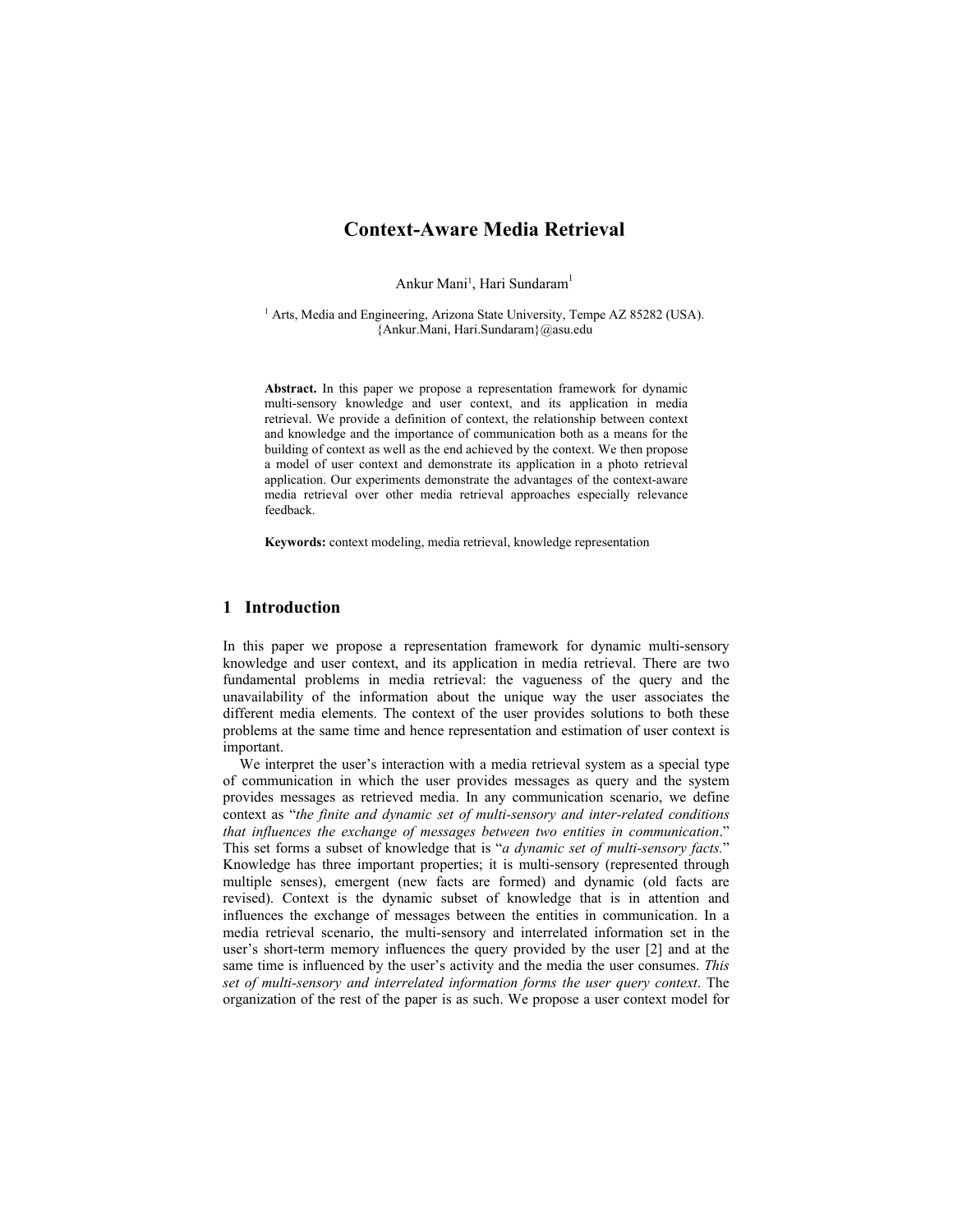# Context-Aware Media Retrieval

Ankur Mani[1], Hari Sundaram[1]

[1] Arts, Media and Engineering, Arizona State University, Tempe AZ 85282 (USA).
{Ankur.Mani, Hari.Sundaram}@asu.edu

**Abstract.** In this paper we propose a representation framework for dynamic multi-sensory knowledge and user context, and its application in media retrieval. We provide a definition of context, the relationship between context and knowledge and the importance of communication both as a means for the building of context as well as the end achieved by the context. We then propose a model of user context and demonstrate its application in a photo retrieval application. Our experiments demonstrate the advantages of the context-aware media retrieval over other media retrieval approaches especially relevance feedback.

**Keywords:** context modeling, media retrieval, knowledge representation

## 1 Introduction

In this paper we propose a representation framework for dynamic multi-sensory knowledge and user context, and its application in media retrieval. There are two fundamental problems in media retrieval: the vagueness of the query and the unavailability of the information about the unique way the user associates the different media elements. The context of the user provides solutions to both these problems at the same time and hence representation and estimation of user context is important.

We interpret the user's interaction with a media retrieval system as a special type of communication in which the user provides messages as query and the system provides messages as retrieved media. In any communication scenario, we define context as "*the finite and dynamic set of multi-sensory and inter-related conditions that influences the exchange of messages between two entities in communication*." This set forms a subset of knowledge that is "*a dynamic set of multi-sensory facts.*" Knowledge has three important properties; it is multi-sensory (represented through multiple senses), emergent (new facts are formed) and dynamic (old facts are revised). Context is the dynamic subset of knowledge that is in attention and influences the exchange of messages between the entities in communication. In a media retrieval scenario, the multi-sensory and interrelated information set in the user's short-term memory influences the query provided by the user [2] and at the same time is influenced by the user's activity and the media the user consumes. *This set of multi-sensory and interrelated information forms the user query context*. The organization of the rest of the paper is as such. We propose a user context model for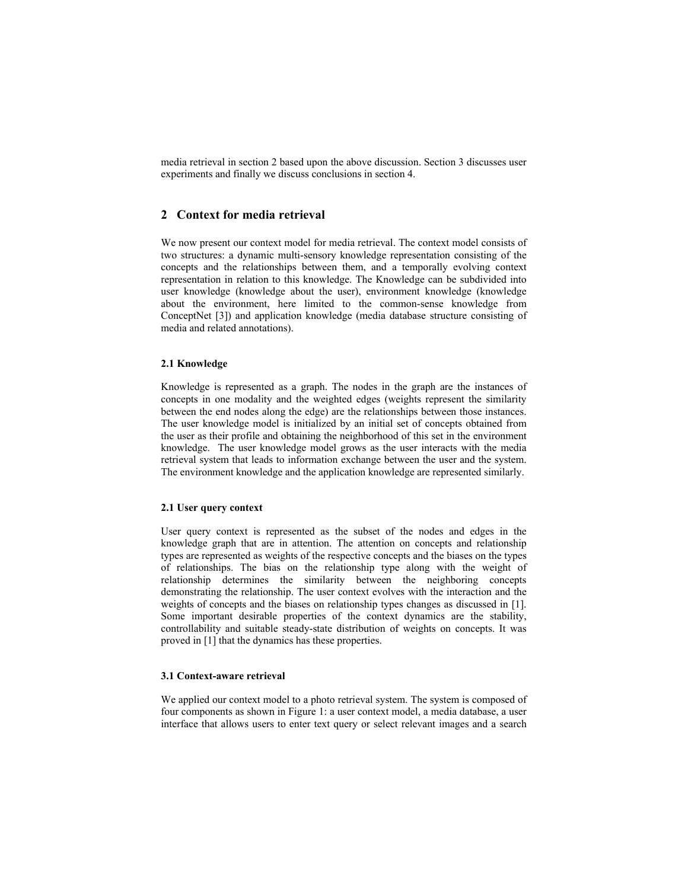media retrieval in section 2 based upon the above discussion. Section 3 discusses user experiments and finally we discuss conclusions in section 4.

## 2 Context for media retrieval

We now present our context model for media retrieval. The context model consists of two structures: a dynamic multi-sensory knowledge representation consisting of the concepts and the relationships between them, and a temporally evolving context representation in relation to this knowledge. The Knowledge can be subdivided into user knowledge (knowledge about the user), environment knowledge (knowledge about the environment, here limited to the common-sense knowledge from ConceptNet [3]) and application knowledge (media database structure consisting of media and related annotations).

### 2.1 Knowledge

Knowledge is represented as a graph. The nodes in the graph are the instances of concepts in one modality and the weighted edges (weights represent the similarity between the end nodes along the edge) are the relationships between those instances. The user knowledge model is initialized by an initial set of concepts obtained from the user as their profile and obtaining the neighborhood of this set in the environment knowledge. The user knowledge model grows as the user interacts with the media retrieval system that leads to information exchange between the user and the system. The environment knowledge and the application knowledge are represented similarly.

### 2.1 User query context

User query context is represented as the subset of the nodes and edges in the knowledge graph that are in attention. The attention on concepts and relationship types are represented as weights of the respective concepts and the biases on the types of relationships. The bias on the relationship type along with the weight of relationship determines the similarity between the neighboring concepts demonstrating the relationship. The user context evolves with the interaction and the weights of concepts and the biases on relationship types changes as discussed in [1]. Some important desirable properties of the context dynamics are the stability, controllability and suitable steady-state distribution of weights on concepts. It was proved in [1] that the dynamics has these properties.

### 3.1 Context-aware retrieval

We applied our context model to a photo retrieval system. The system is composed of four components as shown in Figure 1: a user context model, a media database, a user interface that allows users to enter text query or select relevant images and a search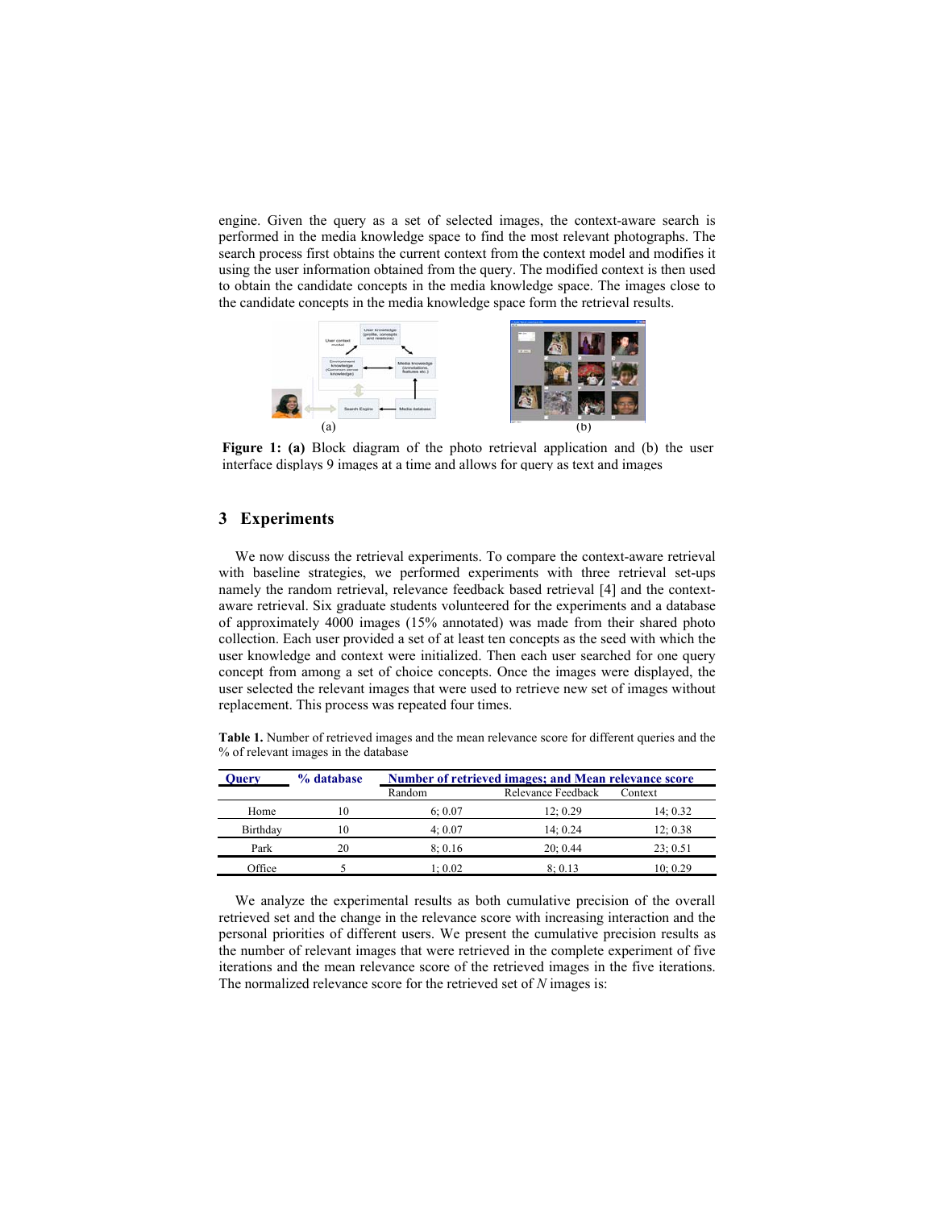engine. Given the query as a set of selected images, the context-aware search is performed in the media knowledge space to find the most relevant photographs. The search process first obtains the current context from the context model and modifies it using the user information obtained from the query. The modified context is then used to obtain the candidate concepts in the media knowledge space. The images close to the candidate concepts in the media knowledge space form the retrieval results.

**Figure 1: (a)** Block diagram of the photo retrieval application and (b) the user interface displays 9 images at a time and allows for query as text and images

## 3 Experiments

We now discuss the retrieval experiments. To compare the context-aware retrieval with baseline strategies, we performed experiments with three retrieval set-ups namely the random retrieval, relevance feedback based retrieval [4] and the context-aware retrieval. Six graduate students volunteered for the experiments and a database of approximately 4000 images (15% annotated) was made from their shared photo collection. Each user provided a set of at least ten concepts as the seed with which the user knowledge and context were initialized. Then each user searched for one query concept from among a set of choice concepts. Once the images were displayed, the user selected the relevant images that were used to retrieve new set of images without replacement. This process was repeated four times.

**Table 1.** Number of retrieved images and the mean relevance score for different queries and the % of relevant images in the database

| Query | % database | Number of retrieved images; and Mean relevance score | | |
|---|---|---|---|---|
| | | Random | Relevance Feedback | Context |
| Home | 10 | 6; 0.07 | 12; 0.29 | 14; 0.32 |
| Birthday | 10 | 4; 0.07 | 14; 0.24 | 12; 0.38 |
| Park | 20 | 8; 0.16 | 20; 0.44 | 23; 0.51 |
| Office | 5 | 1; 0.02 | 8; 0.13 | 10; 0.29 |

We analyze the experimental results as both cumulative precision of the overall retrieved set and the change in the relevance score with increasing interaction and the personal priorities of different users. We present the cumulative precision results as the number of relevant images that were retrieved in the complete experiment of five iterations and the mean relevance score of the retrieved images in the five iterations. The normalized relevance score for the retrieved set of $N$ images is: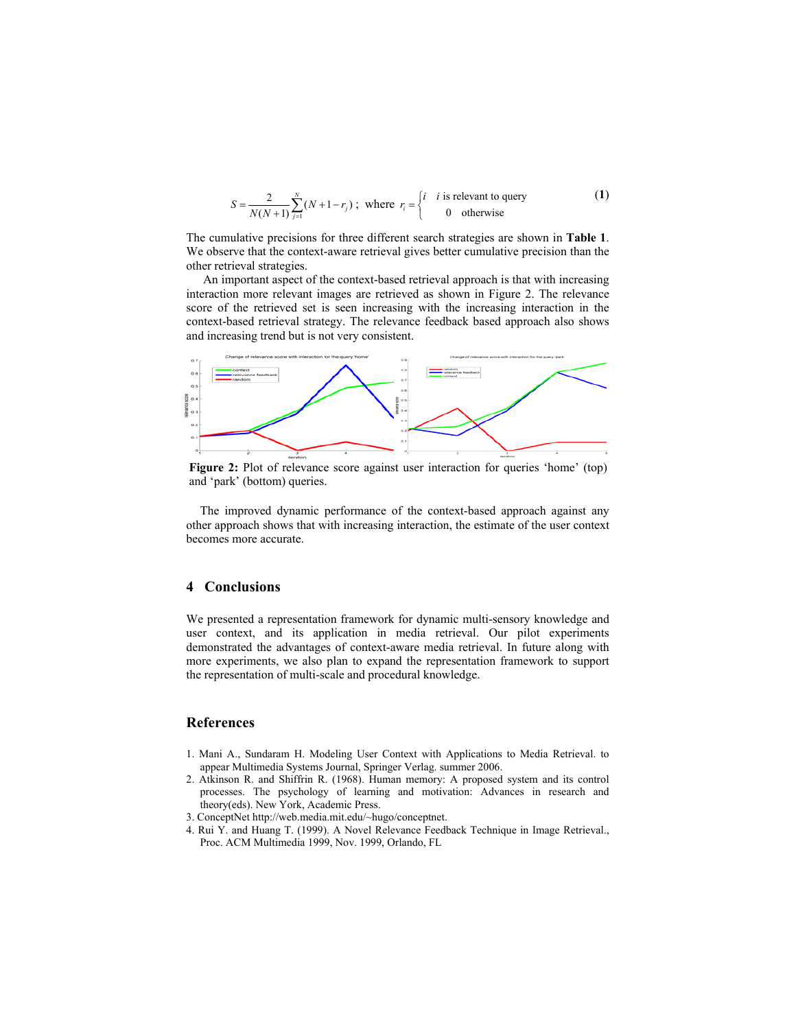$$S = \frac{2}{N(N+1)} \sum_{j=1}^{N} (N+1-r_j) \text{ ; where } r_i = \begin{cases} i & i \text{ is relevant to query} \\ 0 & \text{otherwise} \end{cases} \quad \textbf{(1)}$$

The cumulative precisions for three different search strategies are shown in **Table 1**. We observe that the context-aware retrieval gives better cumulative precision than the other retrieval strategies.

An important aspect of the context-based retrieval approach is that with increasing interaction more relevant images are retrieved as shown in Figure 2. The relevance score of the retrieved set is seen increasing with the increasing interaction in the context-based retrieval strategy. The relevance feedback based approach also shows and increasing trend but is not very consistent.

Change of relevance score with interaction for the query 'home'

context
relevance feedback
random

relevance score

iteration

Change of relevance score with interaction for the query 'park'

random
relevance feedback
context

relevance score

iteration

**Figure 2:** Plot of relevance score against user interaction for queries 'home' (top) and 'park' (bottom) queries.

The improved dynamic performance of the context-based approach against any other approach shows that with increasing interaction, the estimate of the user context becomes more accurate.

## 4 Conclusions

We presented a representation framework for dynamic multi-sensory knowledge and user context, and its application in media retrieval. Our pilot experiments demonstrated the advantages of context-aware media retrieval. In future along with more experiments, we also plan to expand the representation framework to support the representation of multi-scale and procedural knowledge.

## References

1. Mani A., Sundaram H. Modeling User Context with Applications to Media Retrieval. to appear Multimedia Systems Journal, Springer Verlag. summer 2006.
2. Atkinson R. and Shiffrin R. (1968). Human memory: A proposed system and its control processes. The psychology of learning and motivation: Advances in research and theory(eds). New York, Academic Press.
3. ConceptNet http://web.media.mit.edu/~hugo/conceptnet.
4. Rui Y. and Huang T. (1999). A Novel Relevance Feedback Technique in Image Retrieval., Proc. ACM Multimedia 1999, Nov. 1999, Orlando, FL